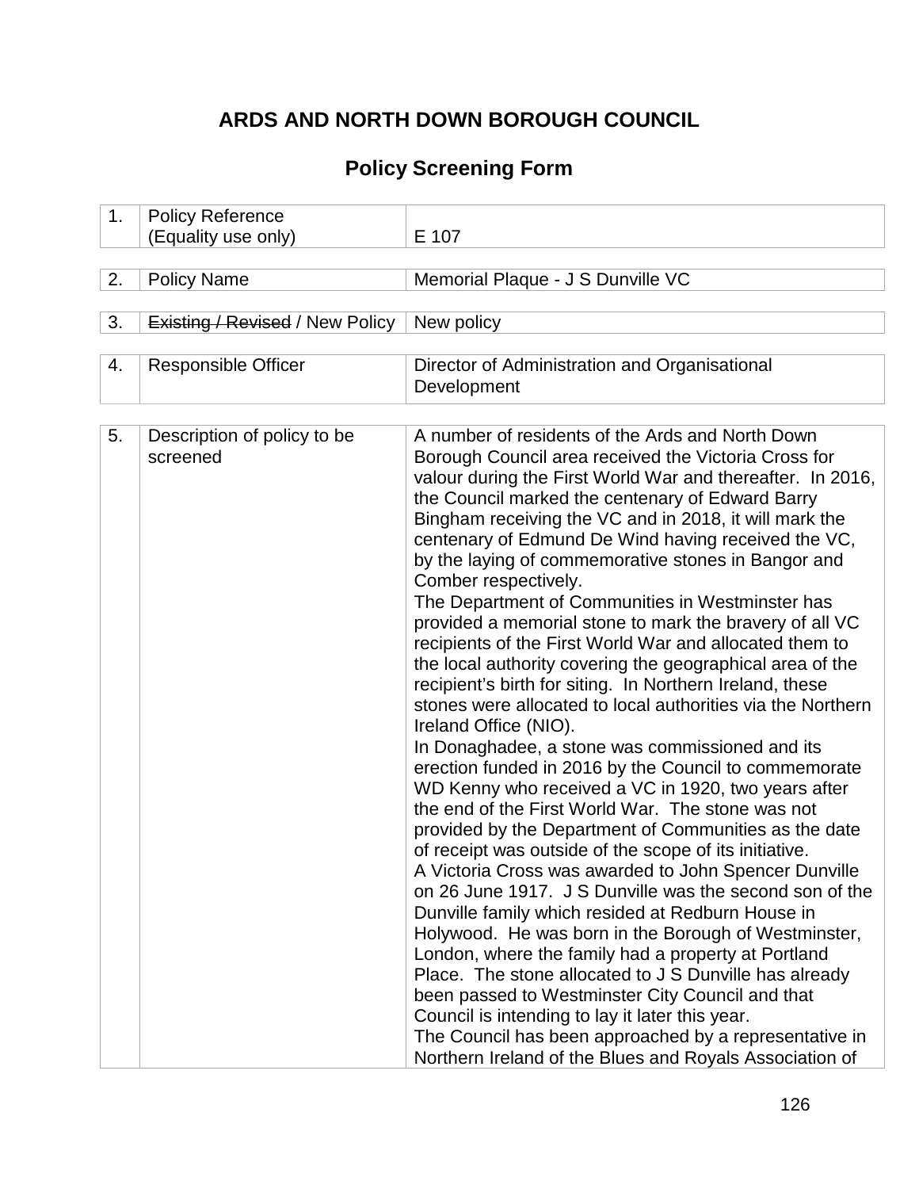# ARDS AND NORTH DOWN BOROUGH COUNCIL

## Policy Screening Form

| | | |
|---|---|---|
| 1. | Policy Reference (Equality use only) | E 107 |

| | | |
|---|---|---|
| 2. | Policy Name | Memorial Plaque - J S Dunville VC |

| | | |
|---|---|---|
| 3. | ~~Existing / Revised~~ / New Policy | New policy |

| | | |
|---|---|---|
| 4. | Responsible Officer | Director of Administration and Organisational Development |

| | | |
|---|---|---|
| 5. | Description of policy to be screened | A number of residents of the Ards and North Down Borough Council area received the Victoria Cross for valour during the First World War and thereafter. In 2016, the Council marked the centenary of Edward Barry Bingham receiving the VC and in 2018, it will mark the centenary of Edmund De Wind having received the VC, by the laying of commemorative stones in Bangor and Comber respectively.<br>The Department of Communities in Westminster has provided a memorial stone to mark the bravery of all VC recipients of the First World War and allocated them to the local authority covering the geographical area of the recipient's birth for siting. In Northern Ireland, these stones were allocated to local authorities via the Northern Ireland Office (NIO).<br>In Donaghadee, a stone was commissioned and its erection funded in 2016 by the Council to commemorate WD Kenny who received a VC in 1920, two years after the end of the First World War. The stone was not provided by the Department of Communities as the date of receipt was outside of the scope of its initiative.<br>A Victoria Cross was awarded to John Spencer Dunville on 26 June 1917. J S Dunville was the second son of the Dunville family which resided at Redburn House in Holywood. He was born in the Borough of Westminster, London, where the family had a property at Portland Place. The stone allocated to J S Dunville has already been passed to Westminster City Council and that Council is intending to lay it later this year.<br>The Council has been approached by a representative in Northern Ireland of the Blues and Royals Association of |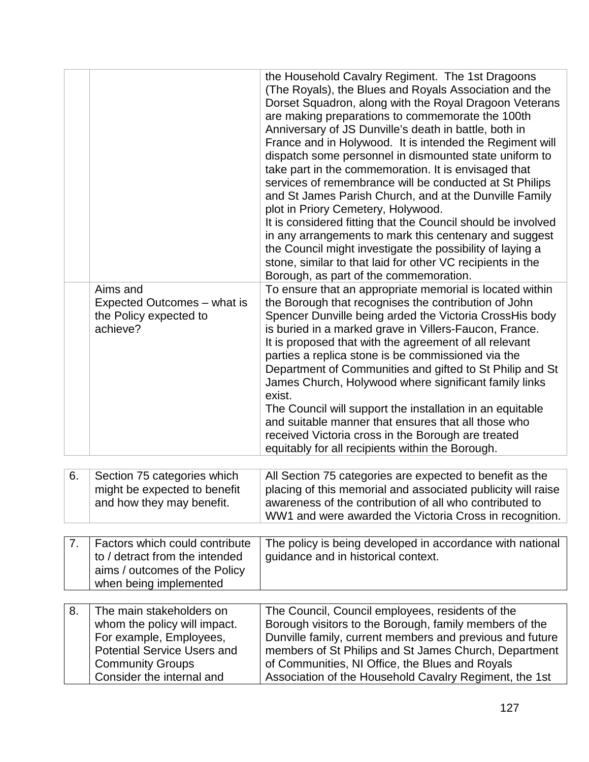| | | |
|---|---|---|
| | | the Household Cavalry Regiment. The 1st Dragoons (The Royals), the Blues and Royals Association and the Dorset Squadron, along with the Royal Dragoon Veterans are making preparations to commemorate the 100th Anniversary of JS Dunville's death in battle, both in France and in Holywood. It is intended the Regiment will dispatch some personnel in dismounted state uniform to take part in the commemoration. It is envisaged that services of remembrance will be conducted at St Philips and St James Parish Church, and at the Dunville Family plot in Priory Cemetery, Holywood.<br>It is considered fitting that the Council should be involved in any arrangements to mark this centenary and suggest the Council might investigate the possibility of laying a stone, similar to that laid for other VC recipients in the Borough, as part of the commemoration. |
| | Aims and Expected Outcomes – what is the Policy expected to achieve? | To ensure that an appropriate memorial is located within the Borough that recognises the contribution of John Spencer Dunville being arded the Victoria CrossHis body is buried in a marked grave in Villers-Faucon, France.<br>It is proposed that with the agreement of all relevant parties a replica stone is be commissioned via the Department of Communities and gifted to St Philip and St James Church, Holywood where significant family links exist.<br>The Council will support the installation in an equitable and suitable manner that ensures that all those who received Victoria cross in the Borough are treated equitably for all recipients within the Borough. |

| | | |
|---|---|---|
| 6. | Section 75 categories which might be expected to benefit and how they may benefit. | All Section 75 categories are expected to benefit as the placing of this memorial and associated publicity will raise awareness of the contribution of all who contributed to WW1 and were awarded the Victoria Cross in recognition. |

| | | |
|---|---|---|
| 7. | Factors which could contribute to / detract from the intended aims / outcomes of the Policy when being implemented | The policy is being developed in accordance with national guidance and in historical context. |

| | | |
|---|---|---|
| 8. | The main stakeholders on whom the policy will impact. For example, Employees, Potential Service Users and Community Groups<br>Consider the internal and | The Council, Council employees, residents of the Borough visitors to the Borough, family members of the Dunville family, current members and previous and future members of St Philips and St James Church, Department of Communities, NI Office, the Blues and Royals Association of the Household Cavalry Regiment, the 1st |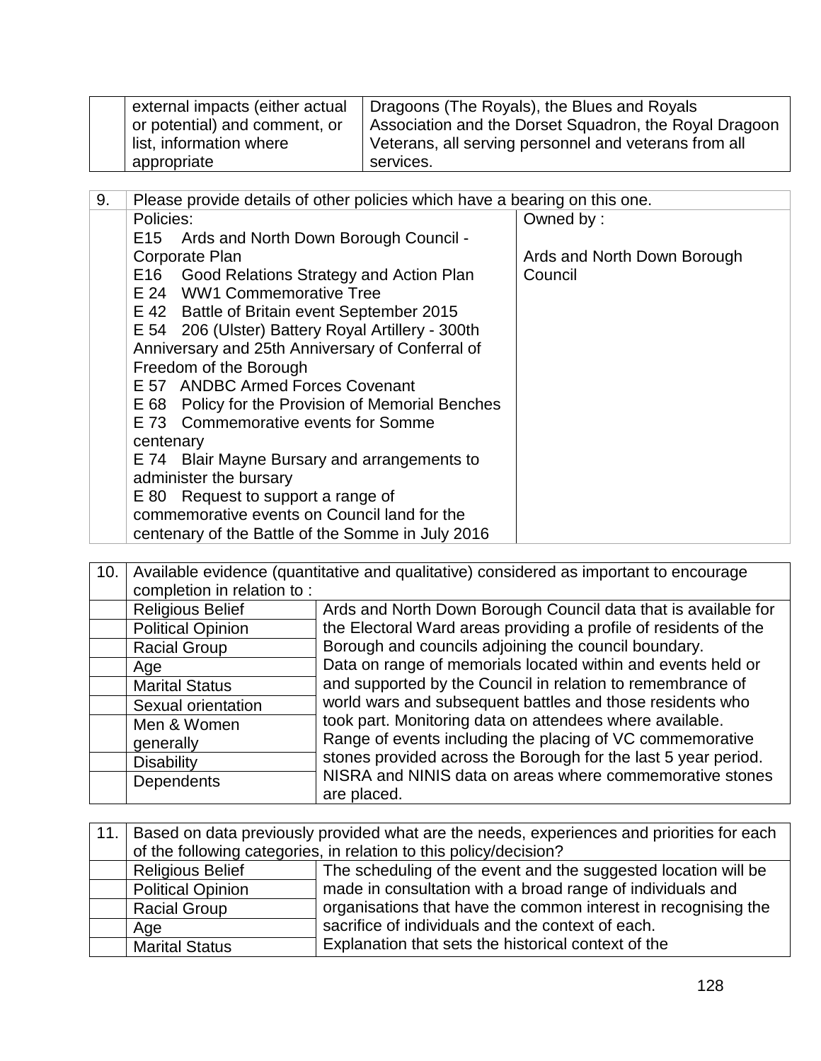| | external impacts (either actual or potential) and comment, or list, information where appropriate | Dragoons (The Royals), the Blues and Royals Association and the Dorset Squadron, the Royal Dragoon Veterans, all serving personnel and veterans from all services. |
|---|---|---|

| 9. | Please provide details of other policies which have a bearing on this one. | |
|---|---|---|
| | Policies:<br>E15 Ards and North Down Borough Council - Corporate Plan<br>E16 Good Relations Strategy and Action Plan<br>E 24 WW1 Commemorative Tree<br>E 42 Battle of Britain event September 2015<br>E 54 206 (Ulster) Battery Royal Artillery - 300th Anniversary and 25th Anniversary of Conferral of Freedom of the Borough<br>E 57 ANDBC Armed Forces Covenant<br>E 68 Policy for the Provision of Memorial Benches<br>E 73 Commemorative events for Somme centenary<br>E 74 Blair Mayne Bursary and arrangements to administer the bursary<br>E 80 Request to support a range of commemorative events on Council land for the centenary of the Battle of the Somme in July 2016 | Owned by :<br><br>Ards and North Down Borough Council |

| 10. | Available evidence (quantitative and qualitative) considered as important to encourage completion in relation to : | |
|---|---|---|
| | Religious Belief | Ards and North Down Borough Council data that is available for the Electoral Ward areas providing a profile of residents of the Borough and councils adjoining the council boundary. Data on range of memorials located within and events held or and supported by the Council in relation to remembrance of world wars and subsequent battles and those residents who took part. Monitoring data on attendees where available. Range of events including the placing of VC commemorative stones provided across the Borough for the last 5 year period. NISRA and NINIS data on areas where commemorative stones are placed. |
| | Political Opinion | |
| | Racial Group | |
| | Age | |
| | Marital Status | |
| | Sexual orientation | |
| | Men & Women generally | |
| | Disability | |
| | Dependents | |

| 11. | Based on data previously provided what are the needs, experiences and priorities for each of the following categories, in relation to this policy/decision? | |
|---|---|---|
| | Religious Belief | The scheduling of the event and the suggested location will be made in consultation with a broad range of individuals and organisations that have the common interest in recognising the sacrifice of individuals and the context of each. Explanation that sets the historical context of the |
| | Political Opinion | |
| | Racial Group | |
| | Age | |
| | Marital Status | |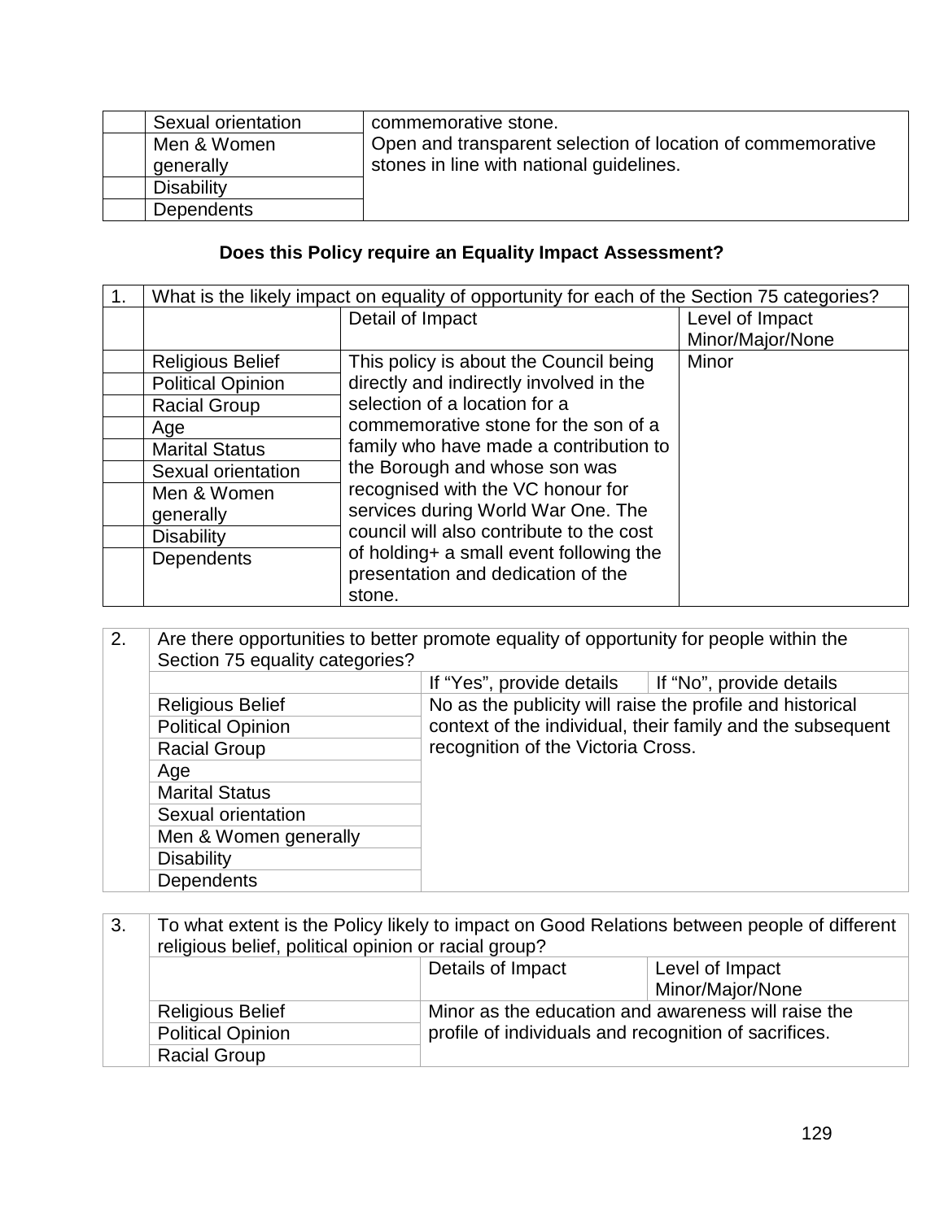| | | |
|---|---|---|
| | Sexual orientation | commemorative stone. Open and transparent selection of location of commemorative stones in line with national guidelines. |
| | Men & Women generally | |
| | Disability | |
| | Dependents | |

**Does this Policy require an Equality Impact Assessment?**

| 1. | What is the likely impact on equality of opportunity for each of the Section 75 categories? | | |
|---|---|---|---|
| | | Detail of Impact | Level of Impact Minor/Major/None |
| | Religious Belief | This policy is about the Council being directly and indirectly involved in the selection of a location for a commemorative stone for the son of a family who have made a contribution to the Borough and whose son was recognised with the VC honour for services during World War One. The council will also contribute to the cost of holding+ a small event following the presentation and dedication of the stone. | Minor |
| | Political Opinion | | |
| | Racial Group | | |
| | Age | | |
| | Marital Status | | |
| | Sexual orientation | | |
| | Men & Women generally | | |
| | Disability | | |
| | Dependents | | |

| 2. | Are there opportunities to better promote equality of opportunity for people within the Section 75 equality categories? | | |
|---|---|---|---|
| | | If "Yes", provide details | If "No", provide details |
| | Religious Belief | No as the publicity will raise the profile and historical context of the individual, their family and the subsequent recognition of the Victoria Cross. | |
| | Political Opinion | | |
| | Racial Group | | |
| | Age | | |
| | Marital Status | | |
| | Sexual orientation | | |
| | Men & Women generally | | |
| | Disability | | |
| | Dependents | | |

| 3. | To what extent is the Policy likely to impact on Good Relations between people of different religious belief, political opinion or racial group? | | |
|---|---|---|---|
| | | Details of Impact | Level of Impact Minor/Major/None |
| | Religious Belief | Minor as the education and awareness will raise the profile of individuals and recognition of sacrifices. | |
| | Political Opinion | | |
| | Racial Group | | |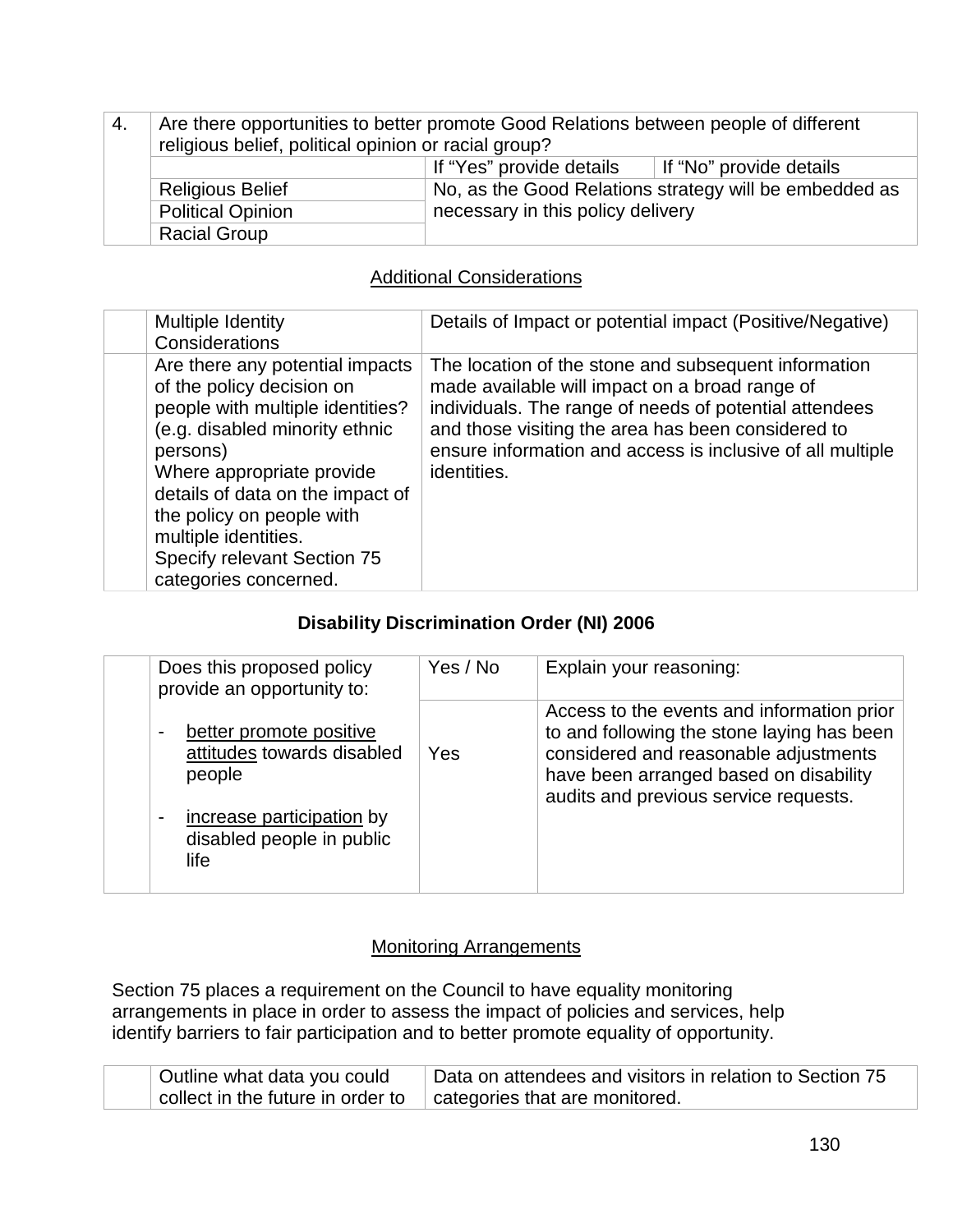| 4. | Are there opportunities to better promote Good Relations between people of different religious belief, political opinion or racial group? | | |
|---|---|---|---|
| | | If "Yes" provide details | If "No" provide details |
| | Religious Belief | No, as the Good Relations strategy will be embedded as necessary in this policy delivery | |
| | Political Opinion | | |
| | Racial Group | | |

## Additional Considerations

| | Multiple Identity Considerations | Details of Impact or potential impact (Positive/Negative) |
|---|---|---|
| | Are there any potential impacts of the policy decision on people with multiple identities? (e.g. disabled minority ethnic persons) Where appropriate provide details of data on the impact of the policy on people with multiple identities. Specify relevant Section 75 categories concerned. | The location of the stone and subsequent information made available will impact on a broad range of individuals. The range of needs of potential attendees and those visiting the area has been considered to ensure information and access is inclusive of all multiple identities. |

## Disability Discrimination Order (NI) 2006

| | Does this proposed policy provide an opportunity to: | Yes / No | Explain your reasoning: |
|---|---|---|---|
| | - better promote positive attitudes towards disabled people<br>- increase participation by disabled people in public life | Yes | Access to the events and information prior to and following the stone laying has been considered and reasonable adjustments have been arranged based on disability audits and previous service requests. |

## Monitoring Arrangements

Section 75 places a requirement on the Council to have equality monitoring arrangements in place in order to assess the impact of policies and services, help identify barriers to fair participation and to better promote equality of opportunity.

| | Outline what data you could collect in the future in order to | Data on attendees and visitors in relation to Section 75 categories that are monitored. |
|---|---|---|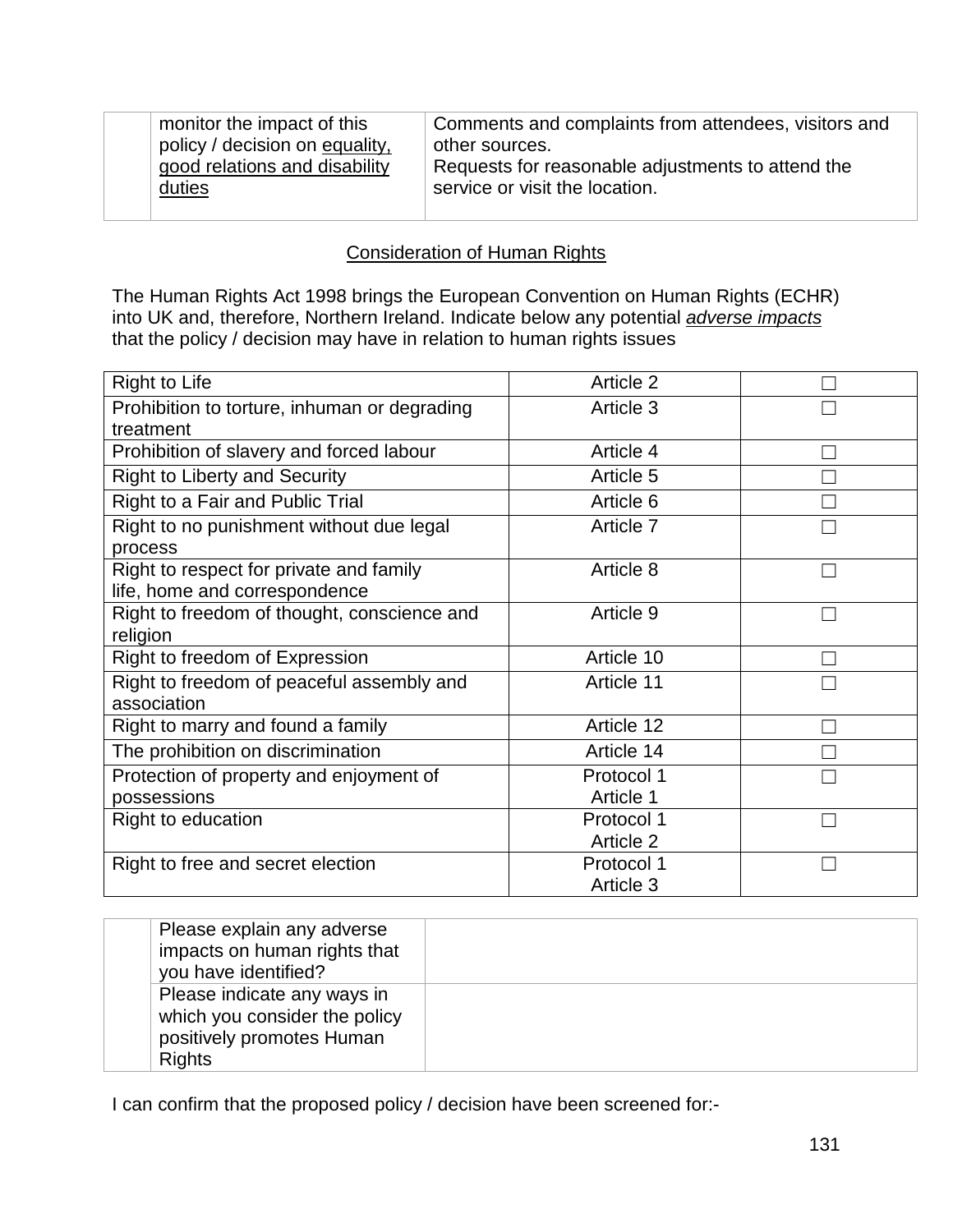| | monitor the impact of this policy / decision on <u>equality, good relations and disability duties</u> | Comments and complaints from attendees, visitors and other sources.<br>Requests for reasonable adjustments to attend the service or visit the location. |
|---|---|---|

<u>Consideration of Human Rights</u>

The Human Rights Act 1998 brings the European Convention on Human Rights (ECHR) into UK and, therefore, Northern Ireland. Indicate below any potential <u>*adverse impacts*</u> that the policy / decision may have in relation to human rights issues

| Right | Article | |
|---|---|---|
| Right to Life | Article 2 | ☐ |
| Prohibition to torture, inhuman or degrading treatment | Article 3 | ☐ |
| Prohibition of slavery and forced labour | Article 4 | ☐ |
| Right to Liberty and Security | Article 5 | ☐ |
| Right to a Fair and Public Trial | Article 6 | ☐ |
| Right to no punishment without due legal process | Article 7 | ☐ |
| Right to respect for private and family life, home and correspondence | Article 8 | ☐ |
| Right to freedom of thought, conscience and religion | Article 9 | ☐ |
| Right to freedom of Expression | Article 10 | ☐ |
| Right to freedom of peaceful assembly and association | Article 11 | ☐ |
| Right to marry and found a family | Article 12 | ☐ |
| The prohibition on discrimination | Article 14 | ☐ |
| Protection of property and enjoyment of possessions | Protocol 1 Article 1 | ☐ |
| Right to education | Protocol 1 Article 2 | ☐ |
| Right to free and secret election | Protocol 1 Article 3 | ☐ |

| | Please explain any adverse impacts on human rights that you have identified? | |
|---|---|---|
| | Please indicate any ways in which you consider the policy positively promotes Human Rights | |

I can confirm that the proposed policy / decision have been screened for:-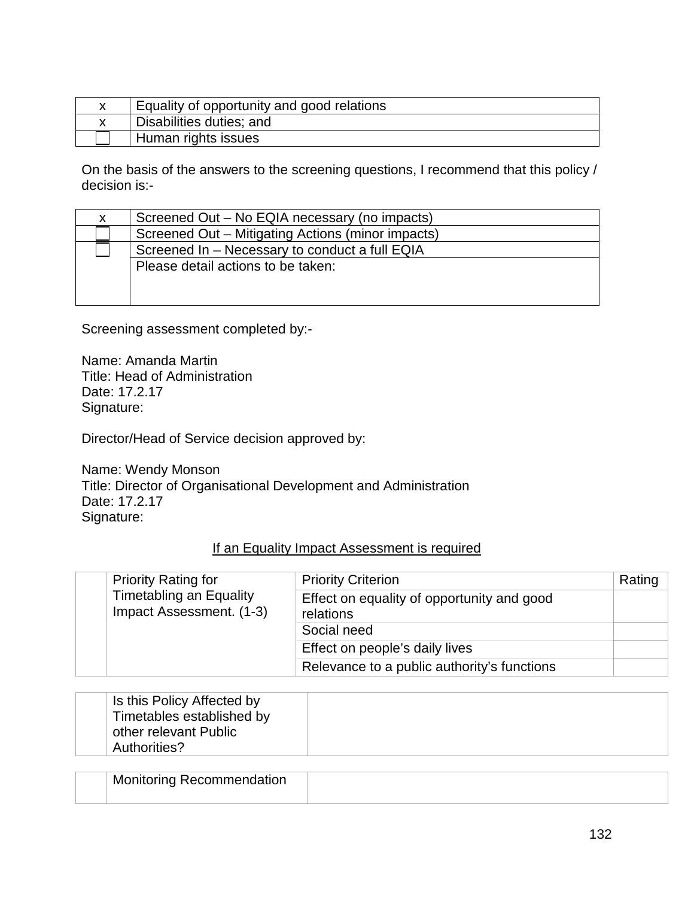| | |
|---|---|
| x | Equality of opportunity and good relations |
| x | Disabilities duties; and |
| ☐ | Human rights issues |

On the basis of the answers to the screening questions, I recommend that this policy / decision is:-

| | |
|---|---|
| x | Screened Out – No EQIA necessary (no impacts) |
| ☐ | Screened Out – Mitigating Actions (minor impacts) |
| ☐ | Screened In – Necessary to conduct a full EQIA |
| | Please detail actions to be taken: |

Screening assessment completed by:-

Name: Amanda Martin
Title: Head of Administration
Date: 17.2.17
Signature:

Director/Head of Service decision approved by:

Name: Wendy Monson
Title: Director of Organisational Development and Administration
Date: 17.2.17
Signature:

If an Equality Impact Assessment is required

| | | Priority Criterion | Rating |
|---|---|---|---|
| | Priority Rating for Timetabling an Equality Impact Assessment. (1-3) | Effect on equality of opportunity and good relations | |
| | | Social need | |
| | | Effect on people's daily lives | |
| | | Relevance to a public authority's functions | |

| | | |
|---|---|---|
| | Is this Policy Affected by Timetables established by other relevant Public Authorities? | |

| | | |
|---|---|---|
| | Monitoring Recommendation | |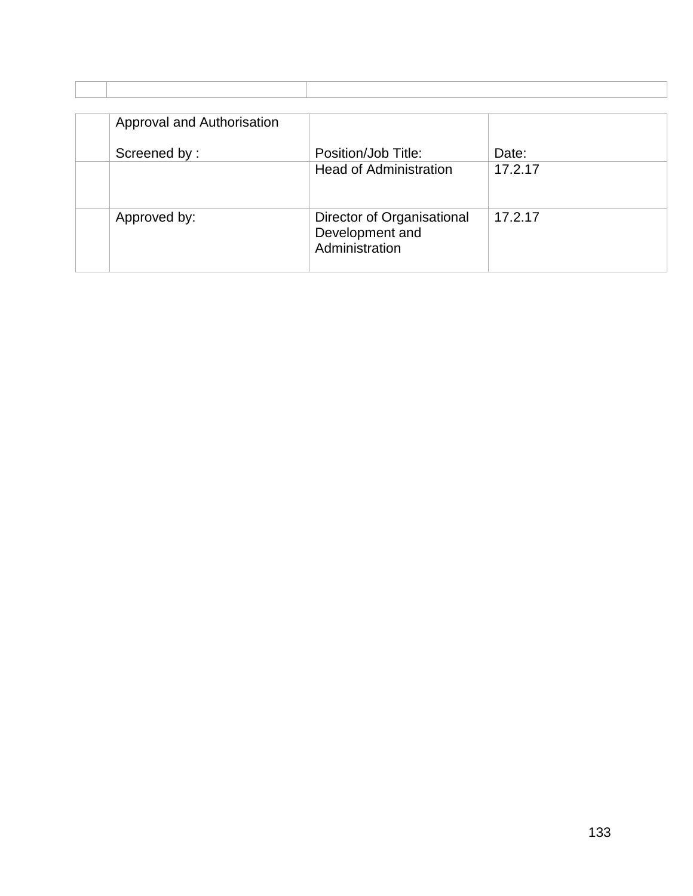| | | |
|---|---|---|
| | | |

| | Approval and Authorisation<br><br>Screened by : | Position/Job Title: | Date: |
|---|---|---|---|
| | | Head of Administration | 17.2.17 |
| | Approved by: | Director of Organisational Development and Administration | 17.2.17 |